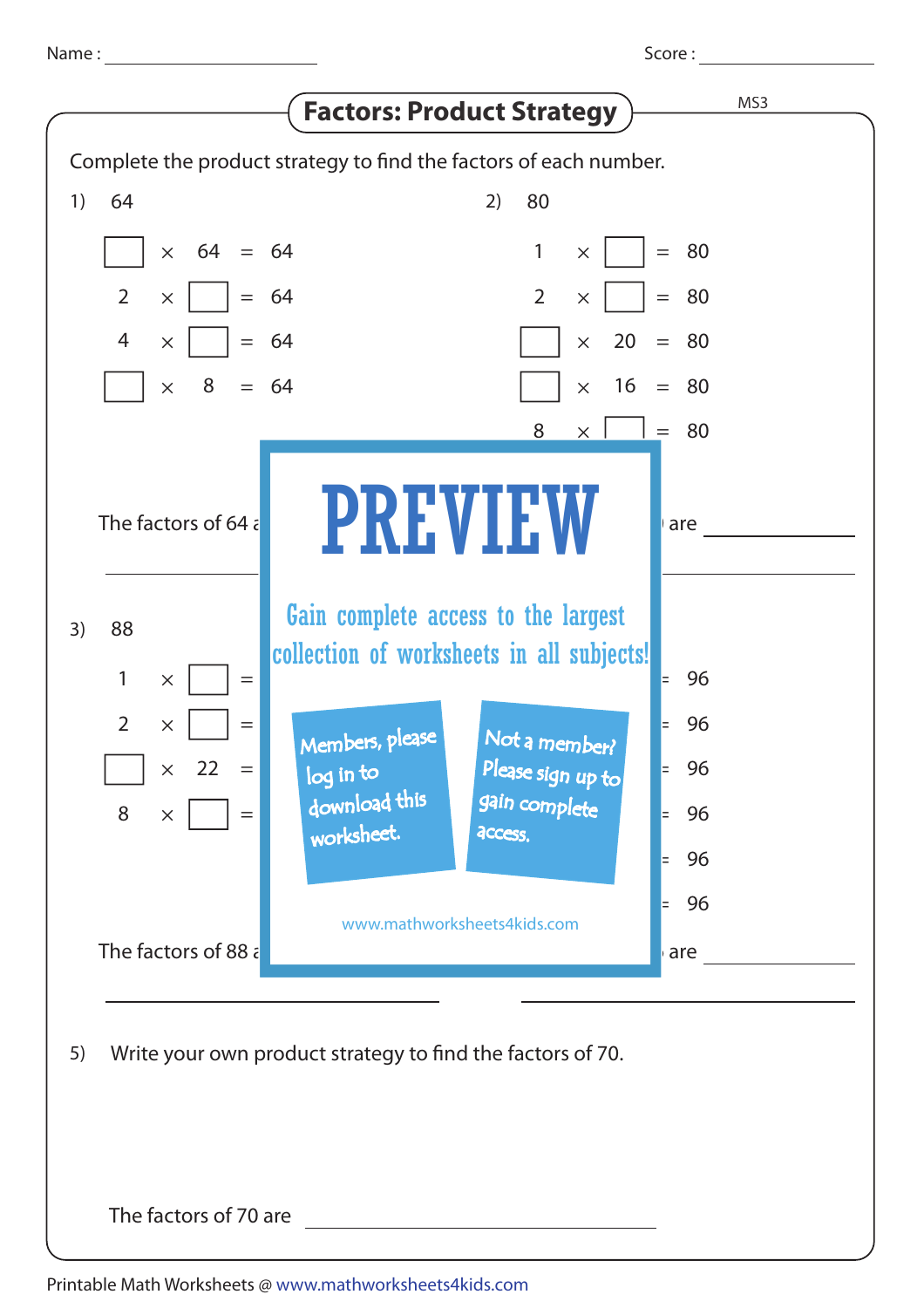Name : ____________________ Score : ____________________

# Factors: Product Strategy

MS3

Complete the product strategy to find the factors of each number.

1) 64

$\square \times 64 = 64$

$2 \times \square = 64$

$4 \times \square = 64$

$\square \times 8 = 64$

The factors of 64 a

2) 80

$1 \times \square = 80$

$2 \times \square = 80$

$\square \times 20 = 80$

$\square \times 16 = 80$

$8 \times \square = 80$

are ____________

3) 88

$1 \times \square =$

$2 \times \square =$

$\square \times 22 =$

$8 \times \square =$

The factors of 88 a

= 96

= 96

= 96

= 96

= 96

= 96

are ____________

PREVIEW

Gain complete access to the largest collection of worksheets in all subjects!

Members, please log in to download this worksheet.

Not a member? Please sign up to gain complete access.

www.mathworksheets4kids.com

5) Write your own product strategy to find the factors of 70.

The factors of 70 are ____________________

Printable Math Worksheets @ www.mathworksheets4kids.com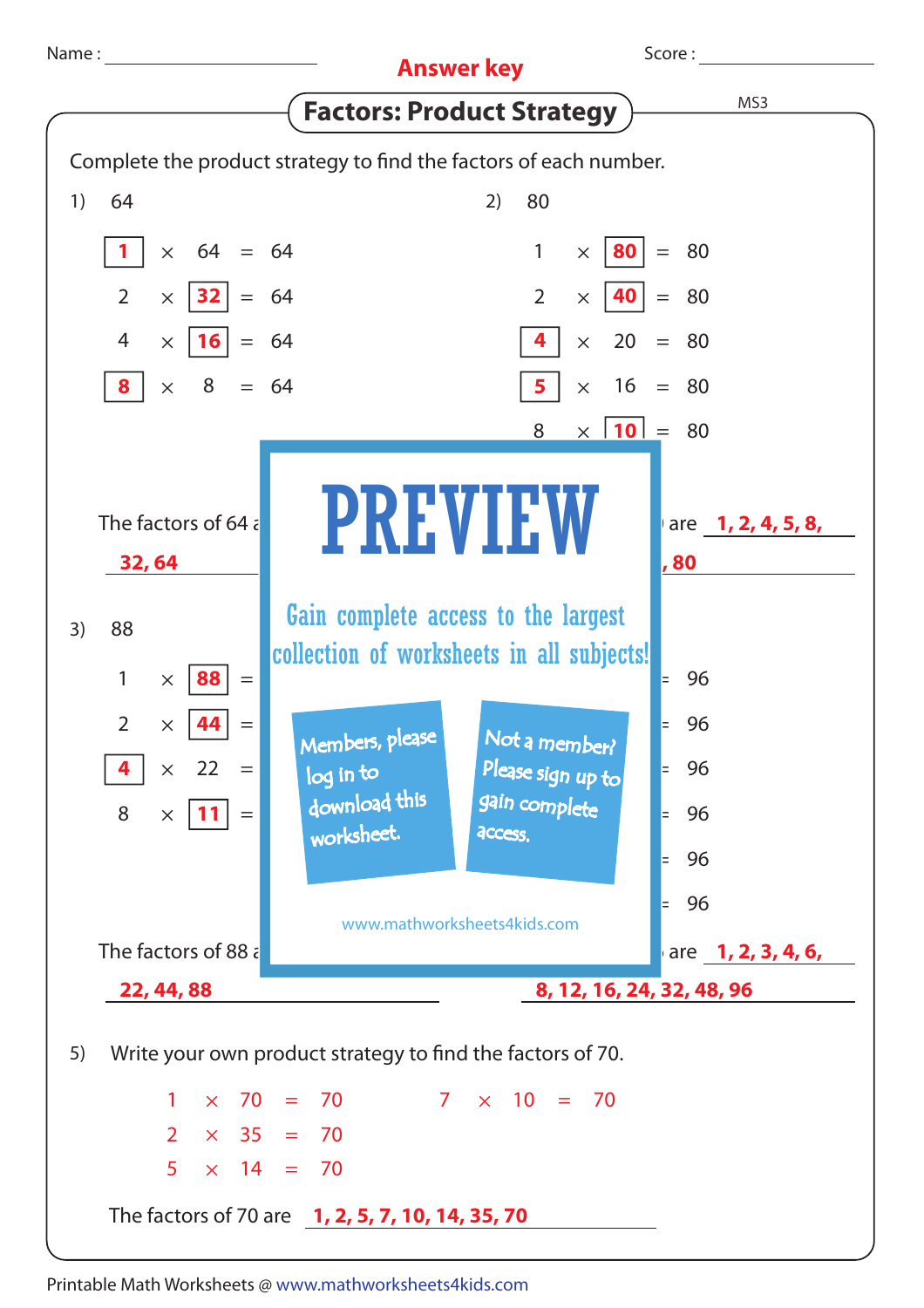Name : ________________ Score : ________________

**Answer key**

# Factors: Product Strategy

MS3

Complete the product strategy to find the factors of each number.

1) 64

**1** × 64 = 64

2 × **32** = 64

4 × **16** = 64

**8** × 8 = 64

The factors of 64 a

**32, 64**

2) 80

1 × **80** = 80

2 × **40** = 80

**4** × 20 = 80

**5** × 16 = 80

8 × **10** = 80

are **1, 2, 4, 5, 8,**

**, 80**

3) 88

1 × **88** =

2 × **44** =

**4** × 22 =

8 × **11** =

The factors of 88 a

**22, 44, 88**

= 96

= 96

= 96

= 96

= 96

= 96

are **1, 2, 3, 4, 6,**

**8, 12, 16, 24, 32, 48, 96**

PREVIEW

Gain complete access to the largest collection of worksheets in all subjects!

Members, please log in to download this worksheet.

Not a member? Please sign up to gain complete access.

www.mathworksheets4kids.com

5) Write your own product strategy to find the factors of 70.

1 × 70 = 70

2 × 35 = 70

5 × 14 = 70

7 × 10 = 70

The factors of 70 are **1, 2, 5, 7, 10, 14, 35, 70**

Printable Math Worksheets @ www.mathworksheets4kids.com